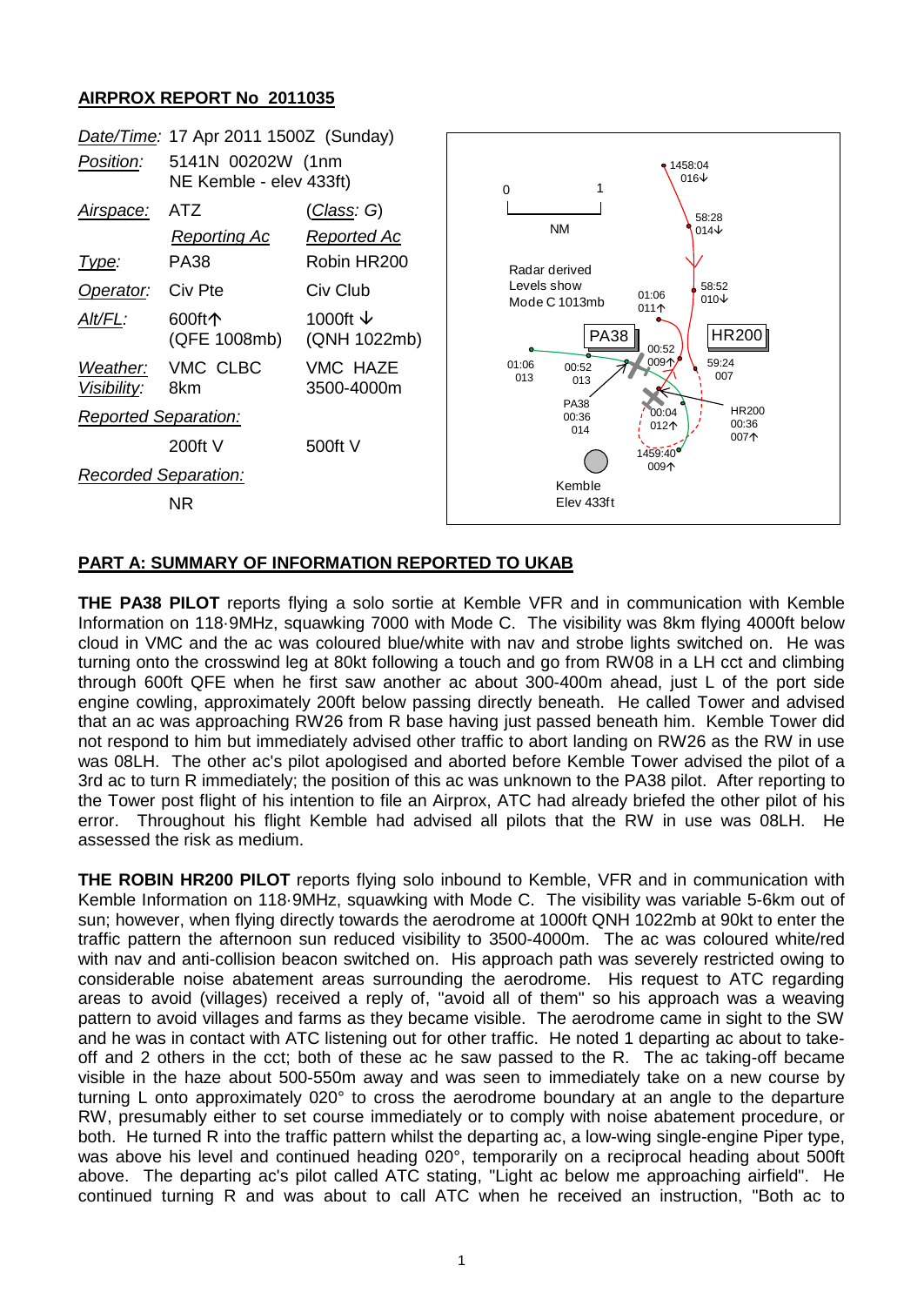## AIRPROX REPORT No 2011035

| | | |
|---|---|---|
| *Date/Time:* | 17 Apr 2011 1500Z (Sunday) | |
| *Position:* | 5141N 00202W (1nm NE Kemble - elev 433ft) | |
| *Airspace:* | ATZ | (*Class*: G) |
| | *Reporting Ac* | *Reported Ac* |
| *Type:* | PA38 | Robin HR200 |
| *Operator:* | Civ Pte | Civ Club |
| *Alt/FL:* | 600ft↑ (QFE 1008mb) | 1000ft ↓ (QNH 1022mb) |
| *Weather:* | VMC CLBC | VMC HAZE |
| *Visibility:* | 8km | 3500-4000m |
| *Reported Separation:* | | |
| | 200ft V | 500ft V |
| *Recorded Separation:* | | |
| | NR | |

## PART A: SUMMARY OF INFORMATION REPORTED TO UKAB

**THE PA38 PILOT** reports flying a solo sortie at Kemble VFR and in communication with Kemble Information on 118·9MHz, squawking 7000 with Mode C. The visibility was 8km flying 4000ft below cloud in VMC and the ac was coloured blue/white with nav and strobe lights switched on. He was turning onto the crosswind leg at 80kt following a touch and go from RW08 in a LH cct and climbing through 600ft QFE when he first saw another ac about 300-400m ahead, just L of the port side engine cowling, approximately 200ft below passing directly beneath. He called Tower and advised that an ac was approaching RW26 from R base having just passed beneath him. Kemble Tower did not respond to him but immediately advised other traffic to abort landing on RW26 as the RW in use was 08LH. The other ac's pilot apologised and aborted before Kemble Tower advised the pilot of a 3rd ac to turn R immediately; the position of this ac was unknown to the PA38 pilot. After reporting to the Tower post flight of his intention to file an Airprox, ATC had already briefed the other pilot of his error. Throughout his flight Kemble had advised all pilots that the RW in use was 08LH. He assessed the risk as medium.

**THE ROBIN HR200 PILOT** reports flying solo inbound to Kemble, VFR and in communication with Kemble Information on 118·9MHz, squawking with Mode C. The visibility was variable 5-6km out of sun; however, when flying directly towards the aerodrome at 1000ft QNH 1022mb at 90kt to enter the traffic pattern the afternoon sun reduced visibility to 3500-4000m. The ac was coloured white/red with nav and anti-collision beacon switched on. His approach path was severely restricted owing to considerable noise abatement areas surrounding the aerodrome. His request to ATC regarding areas to avoid (villages) received a reply of, "avoid all of them" so his approach was a weaving pattern to avoid villages and farms as they became visible. The aerodrome came in sight to the SW and he was in contact with ATC listening out for other traffic. He noted 1 departing ac about to take-off and 2 others in the cct; both of these ac he saw passed to the R. The ac taking-off became visible in the haze about 500-550m away and was seen to immediately take on a new course by turning L onto approximately 020° to cross the aerodrome boundary at an angle to the departure RW, presumably either to set course immediately or to comply with noise abatement procedure, or both. He turned R into the traffic pattern whilst the departing ac, a low-wing single-engine Piper type, was above his level and continued heading 020°, temporarily on a reciprocal heading about 500ft above. The departing ac's pilot called ATC stating, "Light ac below me approaching airfield". He continued turning R and was about to call ATC when he received an instruction, "Both ac to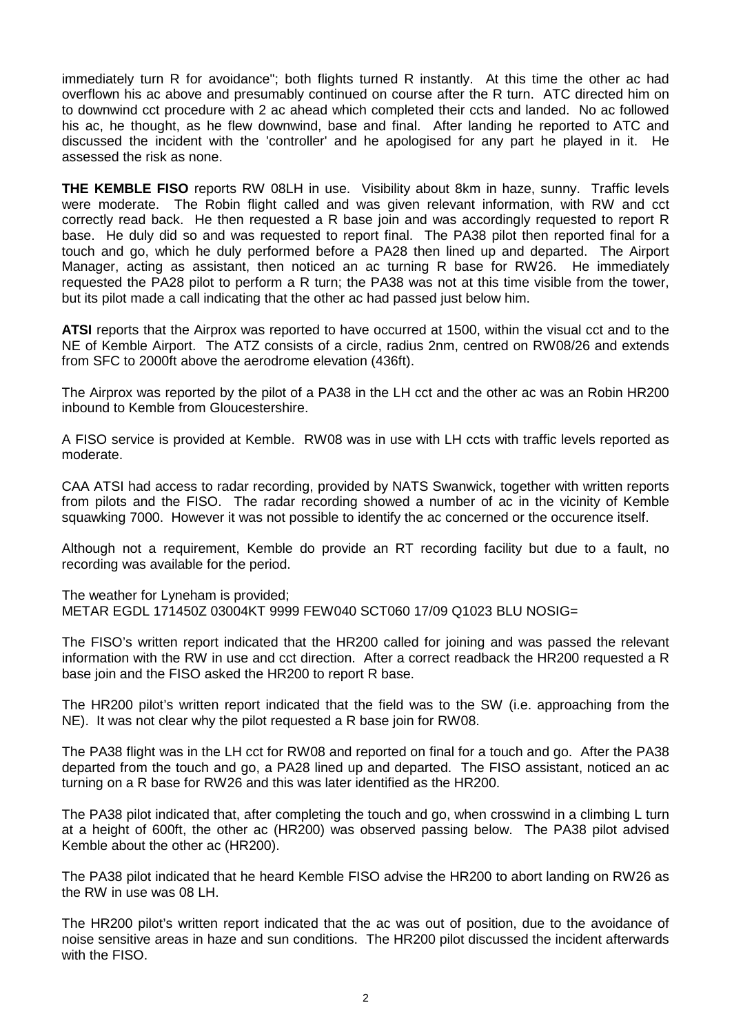immediately turn R for avoidance"; both flights turned R instantly. At this time the other ac had overflown his ac above and presumably continued on course after the R turn. ATC directed him on to downwind cct procedure with 2 ac ahead which completed their ccts and landed. No ac followed his ac, he thought, as he flew downwind, base and final. After landing he reported to ATC and discussed the incident with the 'controller' and he apologised for any part he played in it. He assessed the risk as none.

**THE KEMBLE FISO** reports RW 08LH in use. Visibility about 8km in haze, sunny. Traffic levels were moderate. The Robin flight called and was given relevant information, with RW and cct correctly read back. He then requested a R base join and was accordingly requested to report R base. He duly did so and was requested to report final. The PA38 pilot then reported final for a touch and go, which he duly performed before a PA28 then lined up and departed. The Airport Manager, acting as assistant, then noticed an ac turning R base for RW26. He immediately requested the PA28 pilot to perform a R turn; the PA38 was not at this time visible from the tower, but its pilot made a call indicating that the other ac had passed just below him.

**ATSI** reports that the Airprox was reported to have occurred at 1500, within the visual cct and to the NE of Kemble Airport. The ATZ consists of a circle, radius 2nm, centred on RW08/26 and extends from SFC to 2000ft above the aerodrome elevation (436ft).

The Airprox was reported by the pilot of a PA38 in the LH cct and the other ac was an Robin HR200 inbound to Kemble from Gloucestershire.

A FISO service is provided at Kemble. RW08 was in use with LH ccts with traffic levels reported as moderate.

CAA ATSI had access to radar recording, provided by NATS Swanwick, together with written reports from pilots and the FISO. The radar recording showed a number of ac in the vicinity of Kemble squawking 7000. However it was not possible to identify the ac concerned or the occurence itself.

Although not a requirement, Kemble do provide an RT recording facility but due to a fault, no recording was available for the period.

The weather for Lyneham is provided;
METAR EGDL 171450Z 03004KT 9999 FEW040 SCT060 17/09 Q1023 BLU NOSIG=

The FISO's written report indicated that the HR200 called for joining and was passed the relevant information with the RW in use and cct direction. After a correct readback the HR200 requested a R base join and the FISO asked the HR200 to report R base.

The HR200 pilot's written report indicated that the field was to the SW (i.e. approaching from the NE). It was not clear why the pilot requested a R base join for RW08.

The PA38 flight was in the LH cct for RW08 and reported on final for a touch and go. After the PA38 departed from the touch and go, a PA28 lined up and departed. The FISO assistant, noticed an ac turning on a R base for RW26 and this was later identified as the HR200.

The PA38 pilot indicated that, after completing the touch and go, when crosswind in a climbing L turn at a height of 600ft, the other ac (HR200) was observed passing below. The PA38 pilot advised Kemble about the other ac (HR200).

The PA38 pilot indicated that he heard Kemble FISO advise the HR200 to abort landing on RW26 as the RW in use was 08 LH.

The HR200 pilot's written report indicated that the ac was out of position, due to the avoidance of noise sensitive areas in haze and sun conditions. The HR200 pilot discussed the incident afterwards with the FISO.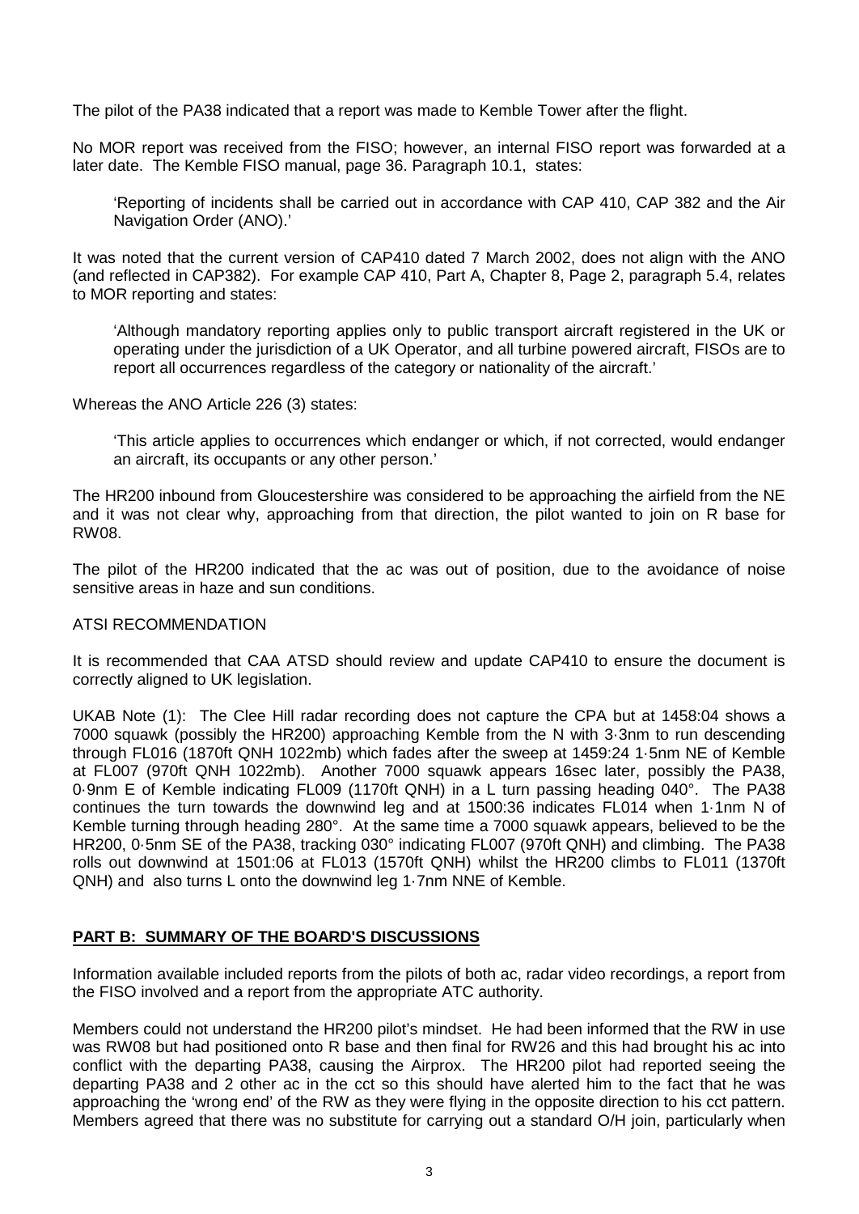The pilot of the PA38 indicated that a report was made to Kemble Tower after the flight.

No MOR report was received from the FISO; however, an internal FISO report was forwarded at a later date. The Kemble FISO manual, page 36. Paragraph 10.1, states:

> 'Reporting of incidents shall be carried out in accordance with CAP 410, CAP 382 and the Air Navigation Order (ANO).'

It was noted that the current version of CAP410 dated 7 March 2002, does not align with the ANO (and reflected in CAP382). For example CAP 410, Part A, Chapter 8, Page 2, paragraph 5.4, relates to MOR reporting and states:

> 'Although mandatory reporting applies only to public transport aircraft registered in the UK or operating under the jurisdiction of a UK Operator, and all turbine powered aircraft, FISOs are to report all occurrences regardless of the category or nationality of the aircraft.'

Whereas the ANO Article 226 (3) states:

> 'This article applies to occurrences which endanger or which, if not corrected, would endanger an aircraft, its occupants or any other person.'

The HR200 inbound from Gloucestershire was considered to be approaching the airfield from the NE and it was not clear why, approaching from that direction, the pilot wanted to join on R base for RW08.

The pilot of the HR200 indicated that the ac was out of position, due to the avoidance of noise sensitive areas in haze and sun conditions.

ATSI RECOMMENDATION

It is recommended that CAA ATSD should review and update CAP410 to ensure the document is correctly aligned to UK legislation.

UKAB Note (1): The Clee Hill radar recording does not capture the CPA but at 1458:04 shows a 7000 squawk (possibly the HR200) approaching Kemble from the N with 3·3nm to run descending through FL016 (1870ft QNH 1022mb) which fades after the sweep at 1459:24 1·5nm NE of Kemble at FL007 (970ft QNH 1022mb). Another 7000 squawk appears 16sec later, possibly the PA38, 0·9nm E of Kemble indicating FL009 (1170ft QNH) in a L turn passing heading 040°. The PA38 continues the turn towards the downwind leg and at 1500:36 indicates FL014 when 1·1nm N of Kemble turning through heading 280°. At the same time a 7000 squawk appears, believed to be the HR200, 0·5nm SE of the PA38, tracking 030° indicating FL007 (970ft QNH) and climbing. The PA38 rolls out downwind at 1501:06 at FL013 (1570ft QNH) whilst the HR200 climbs to FL011 (1370ft QNH) and also turns L onto the downwind leg 1·7nm NNE of Kemble.

## PART B: SUMMARY OF THE BOARD'S DISCUSSIONS

Information available included reports from the pilots of both ac, radar video recordings, a report from the FISO involved and a report from the appropriate ATC authority.

Members could not understand the HR200 pilot's mindset. He had been informed that the RW in use was RW08 but had positioned onto R base and then final for RW26 and this had brought his ac into conflict with the departing PA38, causing the Airprox. The HR200 pilot had reported seeing the departing PA38 and 2 other ac in the cct so this should have alerted him to the fact that he was approaching the 'wrong end' of the RW as they were flying in the opposite direction to his cct pattern. Members agreed that there was no substitute for carrying out a standard O/H join, particularly when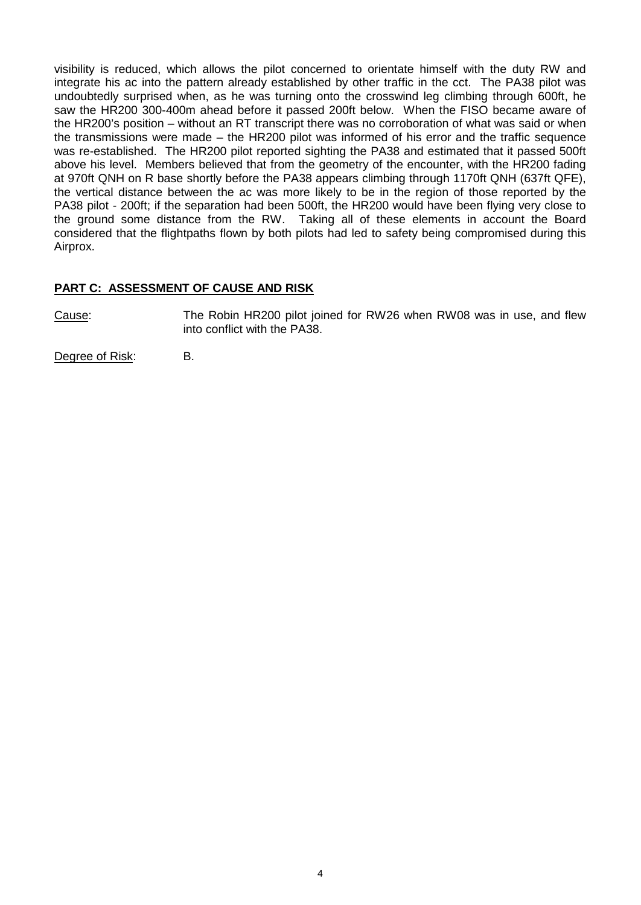visibility is reduced, which allows the pilot concerned to orientate himself with the duty RW and integrate his ac into the pattern already established by other traffic in the cct. The PA38 pilot was undoubtedly surprised when, as he was turning onto the crosswind leg climbing through 600ft, he saw the HR200 300-400m ahead before it passed 200ft below. When the FISO became aware of the HR200's position – without an RT transcript there was no corroboration of what was said or when the transmissions were made – the HR200 pilot was informed of his error and the traffic sequence was re-established. The HR200 pilot reported sighting the PA38 and estimated that it passed 500ft above his level. Members believed that from the geometry of the encounter, with the HR200 fading at 970ft QNH on R base shortly before the PA38 appears climbing through 1170ft QNH (637ft QFE), the vertical distance between the ac was more likely to be in the region of those reported by the PA38 pilot - 200ft; if the separation had been 500ft, the HR200 would have been flying very close to the ground some distance from the RW. Taking all of these elements in account the Board considered that the flightpaths flown by both pilots had led to safety being compromised during this Airprox.

## PART C: ASSESSMENT OF CAUSE AND RISK

Cause: The Robin HR200 pilot joined for RW26 when RW08 was in use, and flew into conflict with the PA38.

Degree of Risk: B.